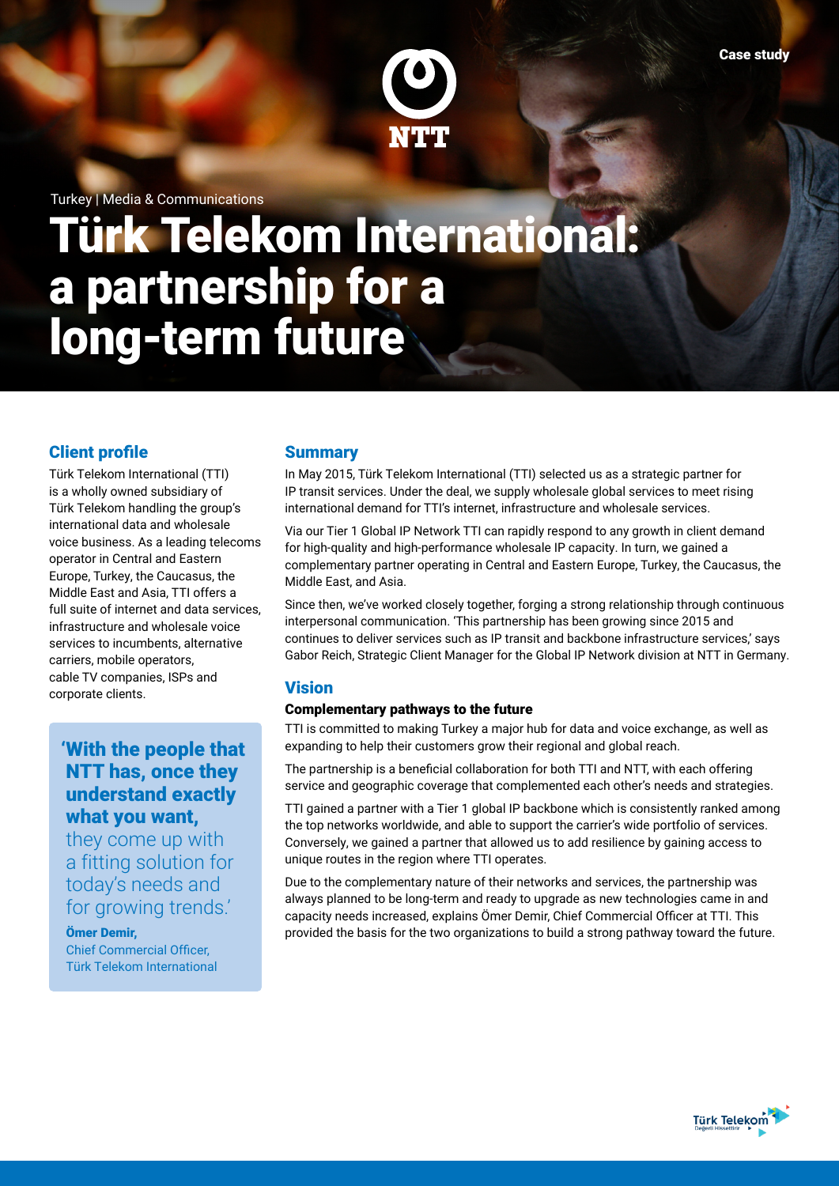Case study

Turkey | Media & Communications

# Türk Telekom International: a partnership for a long-term future

## Client profile

Türk Telekom International (TTI) is a wholly owned subsidiary of Türk Telekom handling the group's international data and wholesale voice business. As a leading telecoms operator in Central and Eastern Europe, Turkey, the Caucasus, the Middle East and Asia, TTI offers a full suite of internet and data services, infrastructure and wholesale voice services to incumbents, alternative carriers, mobile operators, cable TV companies, ISPs and corporate clients.

> **'With the people that NTT has, once they understand exactly what you want,** they come up with a fitting solution for today's needs and for growing trends.'
>
> **Ömer Demir,**
> Chief Commercial Officer,
> Türk Telekom International

## Summary

In May 2015, Türk Telekom International (TTI) selected us as a strategic partner for IP transit services. Under the deal, we supply wholesale global services to meet rising international demand for TTI's internet, infrastructure and wholesale services.

Via our Tier 1 Global IP Network TTI can rapidly respond to any growth in client demand for high-quality and high-performance wholesale IP capacity. In turn, we gained a complementary partner operating in Central and Eastern Europe, Turkey, the Caucasus, the Middle East, and Asia.

Since then, we've worked closely together, forging a strong relationship through continuous interpersonal communication. 'This partnership has been growing since 2015 and continues to deliver services such as IP transit and backbone infrastructure services,' says Gabor Reich, Strategic Client Manager for the Global IP Network division at NTT in Germany.

## Vision

### Complementary pathways to the future

TTI is committed to making Turkey a major hub for data and voice exchange, as well as expanding to help their customers grow their regional and global reach.

The partnership is a beneficial collaboration for both TTI and NTT, with each offering service and geographic coverage that complemented each other's needs and strategies.

TTI gained a partner with a Tier 1 global IP backbone which is consistently ranked among the top networks worldwide, and able to support the carrier's wide portfolio of services. Conversely, we gained a partner that allowed us to add resilience by gaining access to unique routes in the region where TTI operates.

Due to the complementary nature of their networks and services, the partnership was always planned to be long-term and ready to upgrade as new technologies came in and capacity needs increased, explains Ömer Demir, Chief Commercial Officer at TTI. This provided the basis for the two organizations to build a strong pathway toward the future.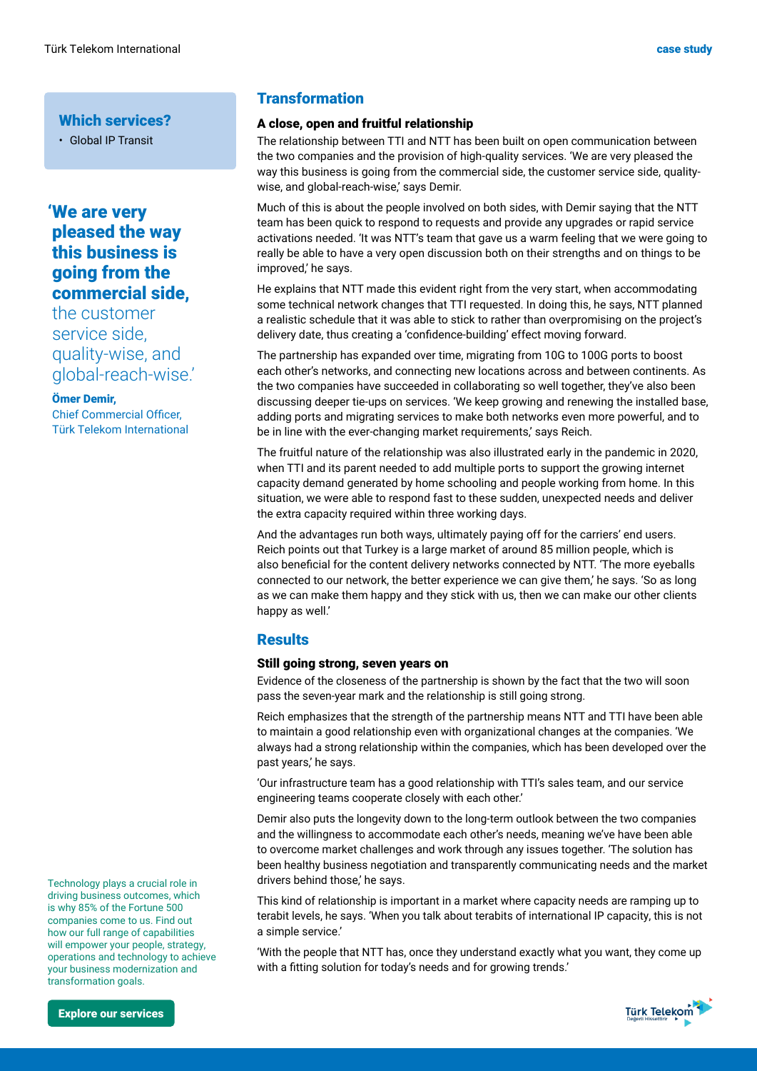## Which services?

- Global IP Transit

**'We are very pleased the way this business is going from the commercial side,** the customer service side, quality-wise, and global-reach-wise.'

**Ömer Demir,**
Chief Commercial Officer, Türk Telekom International

## Transformation

### A close, open and fruitful relationship

The relationship between TTI and NTT has been built on open communication between the two companies and the provision of high-quality services. 'We are very pleased the way this business is going from the commercial side, the customer service side, quality-wise, and global-reach-wise,' says Demir.

Much of this is about the people involved on both sides, with Demir saying that the NTT team has been quick to respond to requests and provide any upgrades or rapid service activations needed. 'It was NTT's team that gave us a warm feeling that we were going to really be able to have a very open discussion both on their strengths and on things to be improved,' he says.

He explains that NTT made this evident right from the very start, when accommodating some technical network changes that TTI requested. In doing this, he says, NTT planned a realistic schedule that it was able to stick to rather than overpromising on the project's delivery date, thus creating a 'confidence-building' effect moving forward.

The partnership has expanded over time, migrating from 10G to 100G ports to boost each other's networks, and connecting new locations across and between continents. As the two companies have succeeded in collaborating so well together, they've also been discussing deeper tie-ups on services. 'We keep growing and renewing the installed base, adding ports and migrating services to make both networks even more powerful, and to be in line with the ever-changing market requirements,' says Reich.

The fruitful nature of the relationship was also illustrated early in the pandemic in 2020, when TTI and its parent needed to add multiple ports to support the growing internet capacity demand generated by home schooling and people working from home. In this situation, we were able to respond fast to these sudden, unexpected needs and deliver the extra capacity required within three working days.

And the advantages run both ways, ultimately paying off for the carriers' end users. Reich points out that Turkey is a large market of around 85 million people, which is also beneficial for the content delivery networks connected by NTT. 'The more eyeballs connected to our network, the better experience we can give them,' he says. 'So as long as we can make them happy and they stick with us, then we can make our other clients happy as well.'

## Results

### Still going strong, seven years on

Evidence of the closeness of the partnership is shown by the fact that the two will soon pass the seven-year mark and the relationship is still going strong.

Reich emphasizes that the strength of the partnership means NTT and TTI have been able to maintain a good relationship even with organizational changes at the companies. 'We always had a strong relationship within the companies, which has been developed over the past years,' he says.

'Our infrastructure team has a good relationship with TTI's sales team, and our service engineering teams cooperate closely with each other.'

Demir also puts the longevity down to the long-term outlook between the two companies and the willingness to accommodate each other's needs, meaning we've have been able to overcome market challenges and work through any issues together. 'The solution has been healthy business negotiation and transparently communicating needs and the market drivers behind those,' he says.

This kind of relationship is important in a market where capacity needs are ramping up to terabit levels, he says. 'When you talk about terabits of international IP capacity, this is not a simple service.'

'With the people that NTT has, once they understand exactly what you want, they come up with a fitting solution for today's needs and for growing trends.'

Technology plays a crucial role in driving business outcomes, which is why 85% of the Fortune 500 companies come to us. Find out how our full range of capabilities will empower your people, strategy, operations and technology to achieve your business modernization and transformation goals.

Explore our services